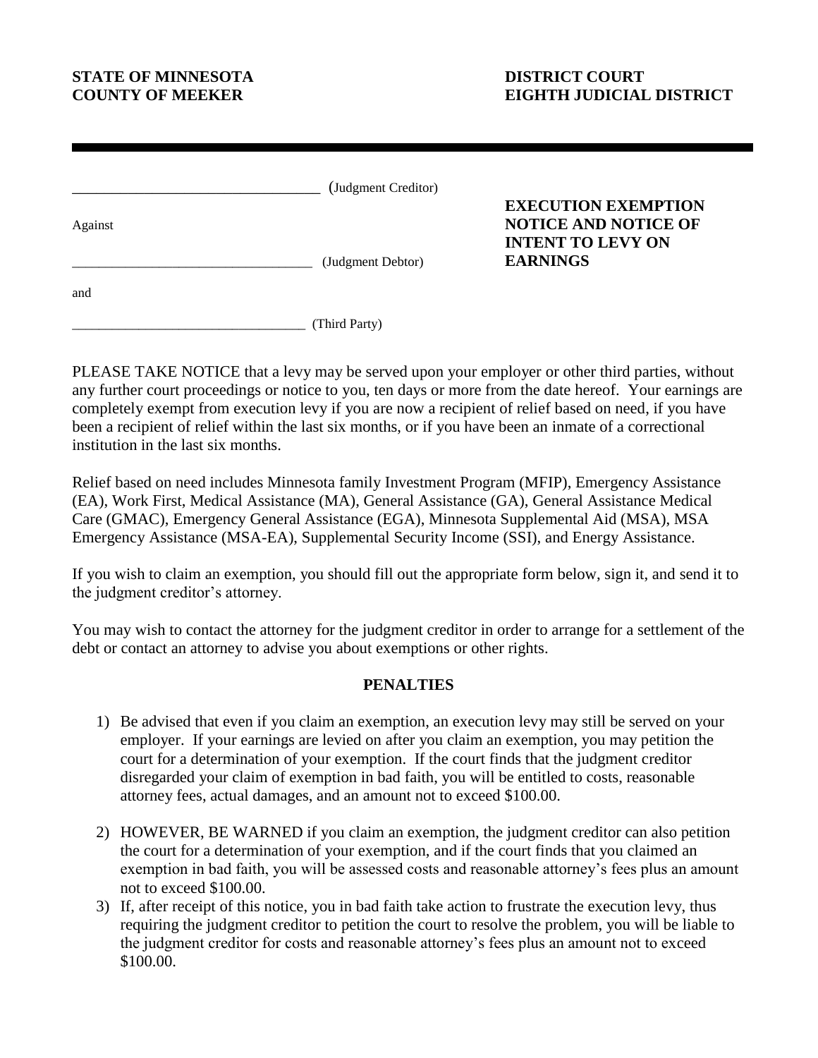**STATE OF MINNESOTA**
**COUNTY OF MEEKER**

**DISTRICT COURT**
**EIGHTH JUDICIAL DISTRICT**

---

_________________________________ (Judgment Creditor)

Against

_________________________________ (Judgment Debtor)

and

_________________________________ (Third Party)

**EXECUTION EXEMPTION NOTICE AND NOTICE OF INTENT TO LEVY ON EARNINGS**

PLEASE TAKE NOTICE that a levy may be served upon your employer or other third parties, without any further court proceedings or notice to you, ten days or more from the date hereof. Your earnings are completely exempt from execution levy if you are now a recipient of relief based on need, if you have been a recipient of relief within the last six months, or if you have been an inmate of a correctional institution in the last six months.

Relief based on need includes Minnesota family Investment Program (MFIP), Emergency Assistance (EA), Work First, Medical Assistance (MA), General Assistance (GA), General Assistance Medical Care (GMAC), Emergency General Assistance (EGA), Minnesota Supplemental Aid (MSA), MSA Emergency Assistance (MSA-EA), Supplemental Security Income (SSI), and Energy Assistance.

If you wish to claim an exemption, you should fill out the appropriate form below, sign it, and send it to the judgment creditor's attorney.

You may wish to contact the attorney for the judgment creditor in order to arrange for a settlement of the debt or contact an attorney to advise you about exemptions or other rights.

## PENALTIES

1) Be advised that even if you claim an exemption, an execution levy may still be served on your employer. If your earnings are levied on after you claim an exemption, you may petition the court for a determination of your exemption. If the court finds that the judgment creditor disregarded your claim of exemption in bad faith, you will be entitled to costs, reasonable attorney fees, actual damages, and an amount not to exceed $100.00.

2) HOWEVER, BE WARNED if you claim an exemption, the judgment creditor can also petition the court for a determination of your exemption, and if the court finds that you claimed an exemption in bad faith, you will be assessed costs and reasonable attorney's fees plus an amount not to exceed $100.00.

3) If, after receipt of this notice, you in bad faith take action to frustrate the execution levy, thus requiring the judgment creditor to petition the court to resolve the problem, you will be liable to the judgment creditor for costs and reasonable attorney's fees plus an amount not to exceed $100.00.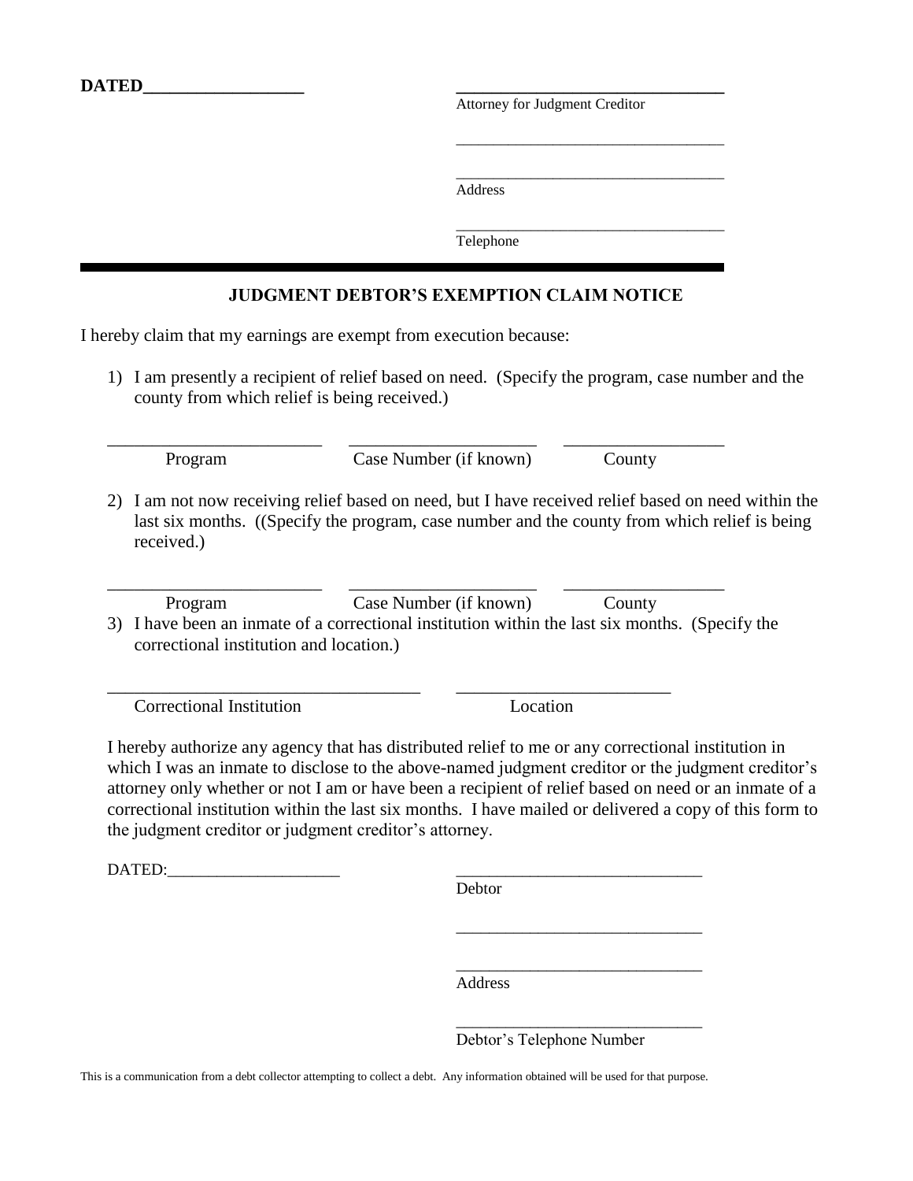**DATED__________________** ________________________________

Attorney for Judgment Creditor

________________________________

________________________________

Address

________________________________

Telephone

---

## JUDGMENT DEBTOR'S EXEMPTION CLAIM NOTICE

I hereby claim that my earnings are exempt from execution because:

1) I am presently a recipient of relief based on need. (Specify the program, case number and the county from which relief is being received.)

________________________ ____________________ __________________

Program Case Number (if known) County

2) I am not now receiving relief based on need, but I have received relief based on need within the last six months. ((Specify the program, case number and the county from which relief is being received.)

________________________ ____________________ __________________

Program Case Number (if known) County

3) I have been an inmate of a correctional institution within the last six months. (Specify the correctional institution and location.)

___________________________________ ________________________

Correctional Institution Location

I hereby authorize any agency that has distributed relief to me or any correctional institution in which I was an inmate to disclose to the above-named judgment creditor or the judgment creditor's attorney only whether or not I am or have been a recipient of relief based on need or an inmate of a correctional institution within the last six months. I have mailed or delivered a copy of this form to the judgment creditor or judgment creditor's attorney.

DATED:____________________ ____________________________

Debtor

____________________________

____________________________

Address

____________________________

Debtor's Telephone Number

This is a communication from a debt collector attempting to collect a debt. Any information obtained will be used for that purpose.